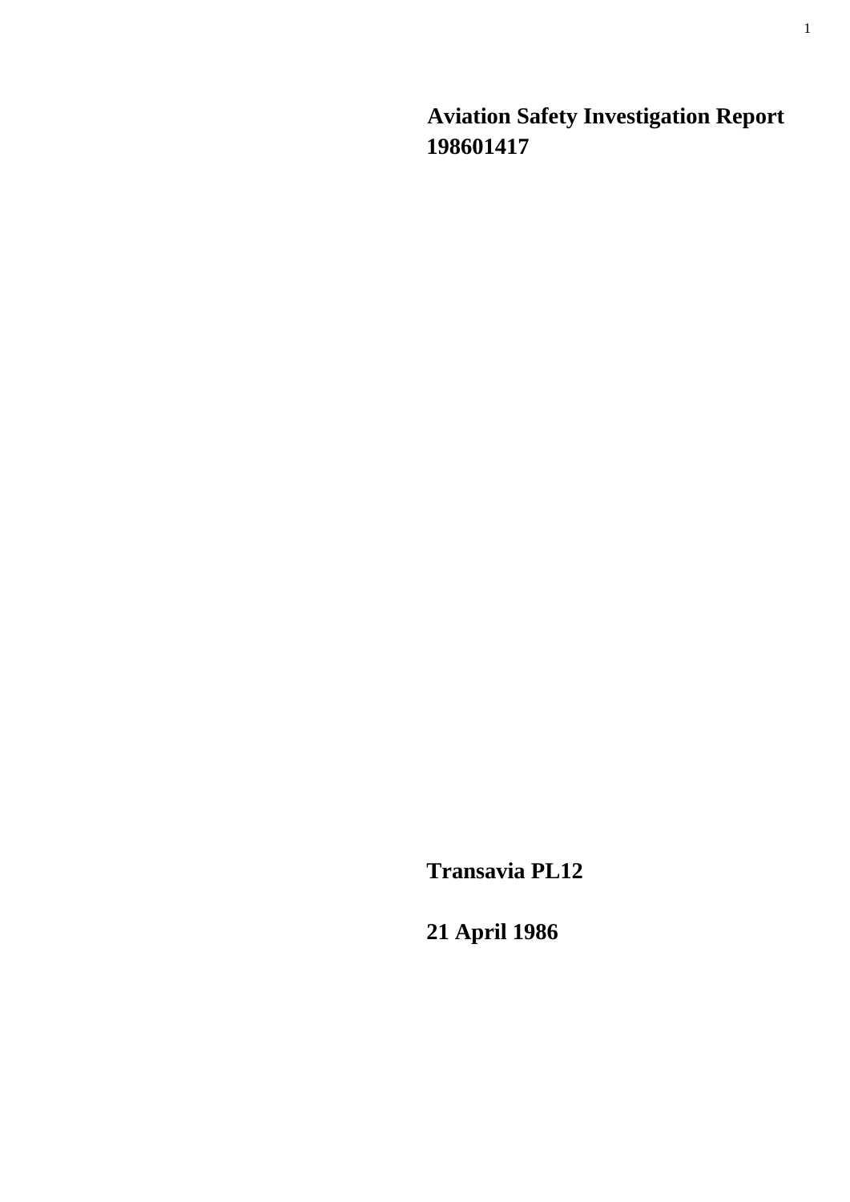# Aviation Safety Investigation Report 198601417

**Transavia PL12**

**21 April 1986**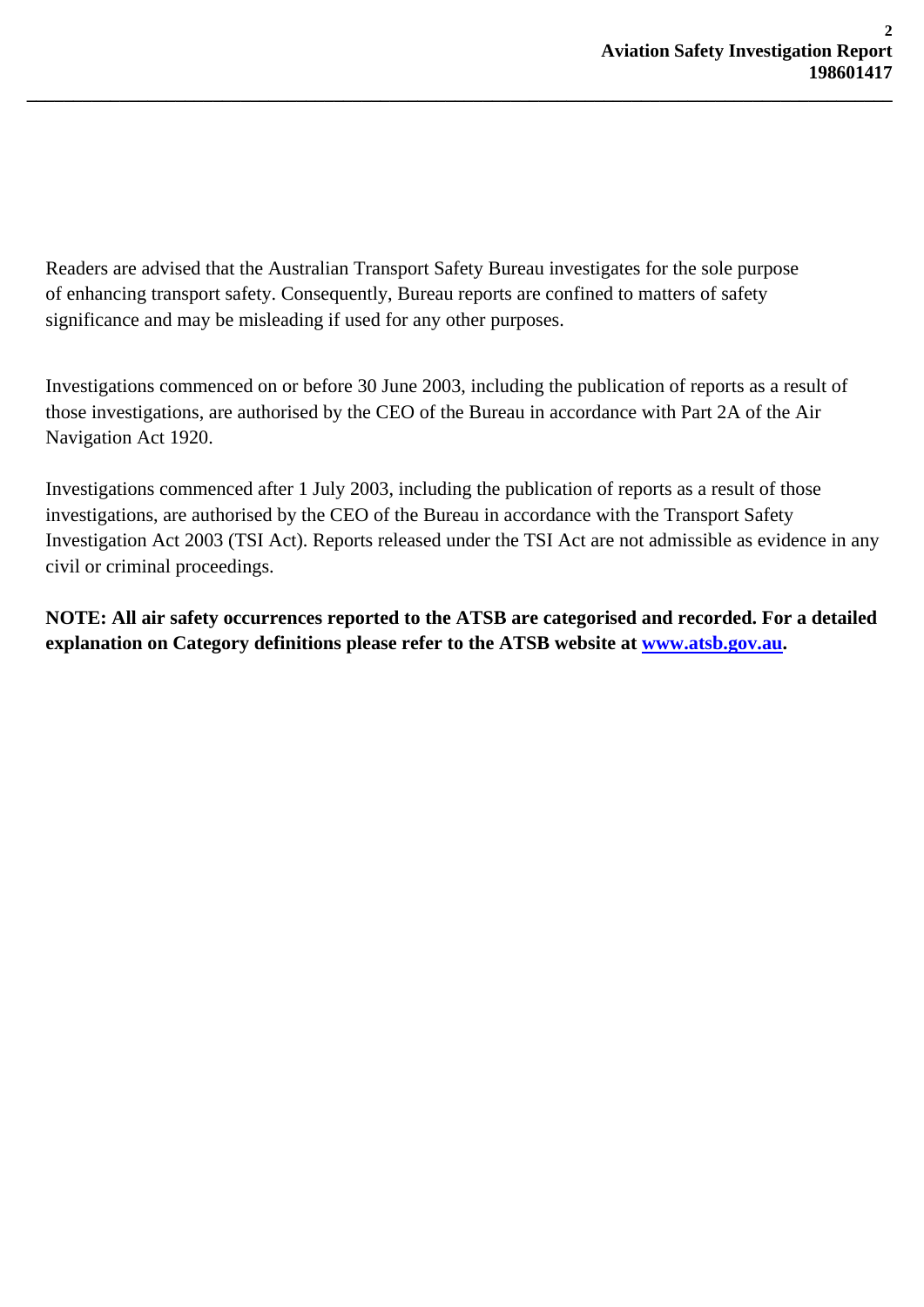Readers are advised that the Australian Transport Safety Bureau investigates for the sole purpose of enhancing transport safety. Consequently, Bureau reports are confined to matters of safety significance and may be misleading if used for any other purposes.

Investigations commenced on or before 30 June 2003, including the publication of reports as a result of those investigations, are authorised by the CEO of the Bureau in accordance with Part 2A of the Air Navigation Act 1920.

Investigations commenced after 1 July 2003, including the publication of reports as a result of those investigations, are authorised by the CEO of the Bureau in accordance with the Transport Safety Investigation Act 2003 (TSI Act). Reports released under the TSI Act are not admissible as evidence in any civil or criminal proceedings.

**NOTE: All air safety occurrences reported to the ATSB are categorised and recorded. For a detailed explanation on Category definitions please refer to the ATSB website at [www.atsb.gov.au](http://www.atsb.gov.au).**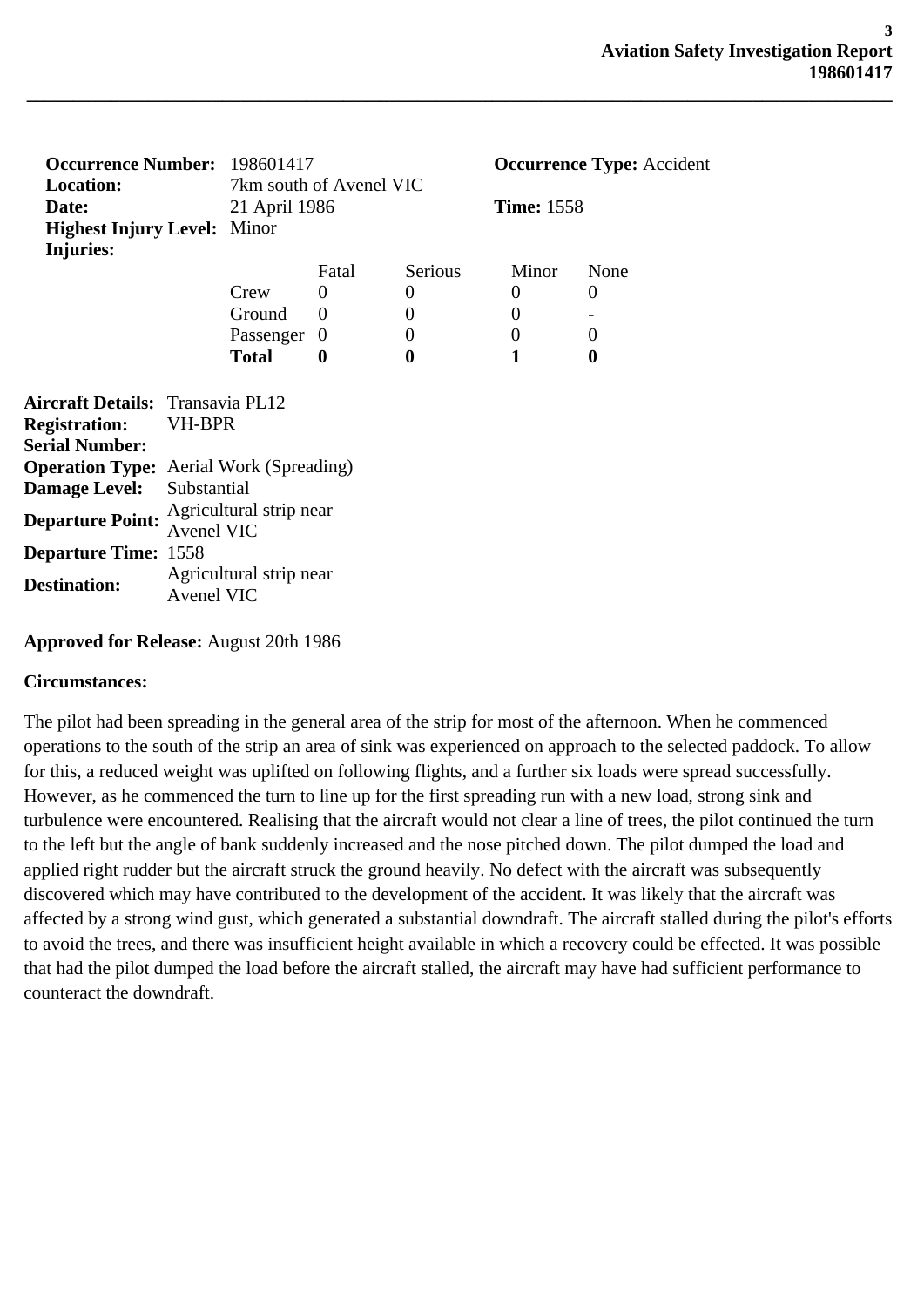**Occurrence Number:** 198601417 **Occurrence Type:** Accident
**Location:** 7km south of Avenel VIC
**Date:** 21 April 1986 **Time:** 1558
**Highest Injury Level:** Minor
**Injuries:**

| | Fatal | Serious | Minor | None |
|---|---|---|---|---|
| Crew | 0 | 0 | 0 | 0 |
| Ground | 0 | 0 | 0 | - |
| Passenger | 0 | 0 | 0 | 0 |
| **Total** | **0** | **0** | **1** | **0** |

**Aircraft Details:** Transavia PL12
**Registration:** VH-BPR
**Serial Number:**
**Operation Type:** Aerial Work (Spreading)
**Damage Level:** Substantial
**Departure Point:** Agricultural strip near Avenel VIC
**Departure Time:** 1558
**Destination:** Agricultural strip near Avenel VIC

**Approved for Release:** August 20th 1986

**Circumstances:**

The pilot had been spreading in the general area of the strip for most of the afternoon. When he commenced operations to the south of the strip an area of sink was experienced on approach to the selected paddock. To allow for this, a reduced weight was uplifted on following flights, and a further six loads were spread successfully. However, as he commenced the turn to line up for the first spreading run with a new load, strong sink and turbulence were encountered. Realising that the aircraft would not clear a line of trees, the pilot continued the turn to the left but the angle of bank suddenly increased and the nose pitched down. The pilot dumped the load and applied right rudder but the aircraft struck the ground heavily. No defect with the aircraft was subsequently discovered which may have contributed to the development of the accident. It was likely that the aircraft was affected by a strong wind gust, which generated a substantial downdraft. The aircraft stalled during the pilot's efforts to avoid the trees, and there was insufficient height available in which a recovery could be effected. It was possible that had the pilot dumped the load before the aircraft stalled, the aircraft may have had sufficient performance to counteract the downdraft.